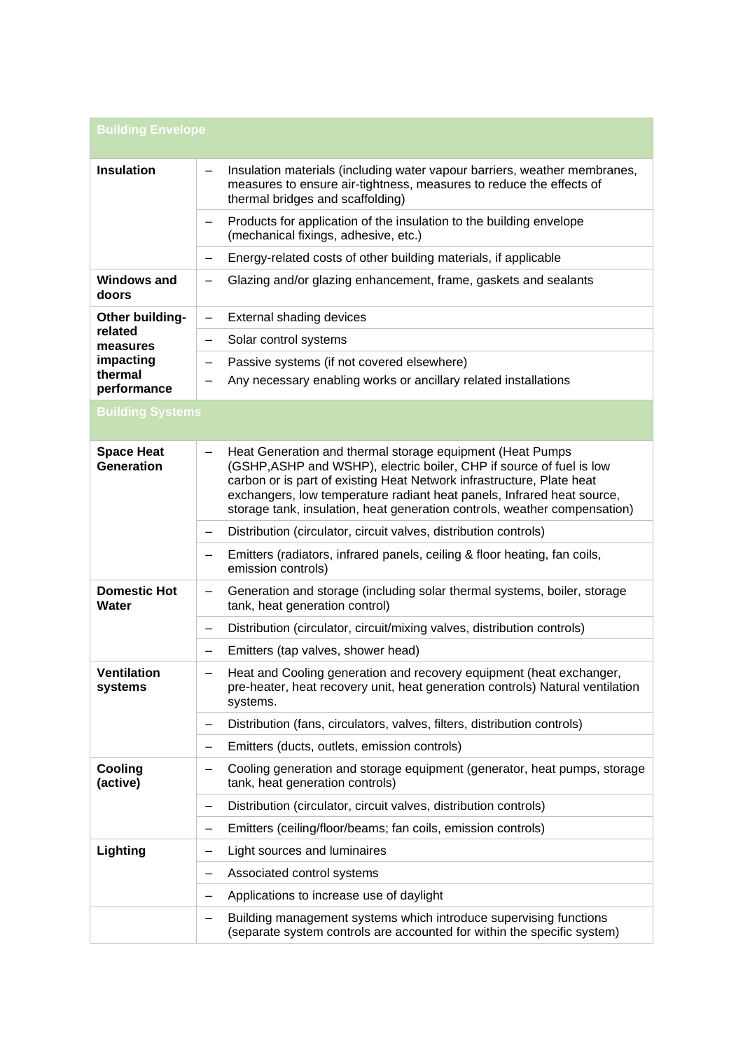| Building Envelope | |
|---|---|
| **Insulation** | – Insulation materials (including water vapour barriers, weather membranes, measures to ensure air-tightness, measures to reduce the effects of thermal bridges and scaffolding) |
| | – Products for application of the insulation to the building envelope (mechanical fixings, adhesive, etc.) |
| | – Energy-related costs of other building materials, if applicable |
| **Windows and doors** | – Glazing and/or glazing enhancement, frame, gaskets and sealants |
| **Other building-related measures impacting thermal performance** | – External shading devices |
| | – Solar control systems |
| | – Passive systems (if not covered elsewhere)<br>– Any necessary enabling works or ancillary related installations |
| **Building Systems** | |
| **Space Heat Generation** | – Heat Generation and thermal storage equipment (Heat Pumps (GSHP,ASHP and WSHP), electric boiler, CHP if source of fuel is low carbon or is part of existing Heat Network infrastructure, Plate heat exchangers, low temperature radiant heat panels, Infrared heat source, storage tank, insulation, heat generation controls, weather compensation) |
| | – Distribution (circulator, circuit valves, distribution controls) |
| | – Emitters (radiators, infrared panels, ceiling & floor heating, fan coils, emission controls) |
| **Domestic Hot Water** | – Generation and storage (including solar thermal systems, boiler, storage tank, heat generation control) |
| | – Distribution (circulator, circuit/mixing valves, distribution controls) |
| | – Emitters (tap valves, shower head) |
| **Ventilation systems** | – Heat and Cooling generation and recovery equipment (heat exchanger, pre-heater, heat recovery unit, heat generation controls) Natural ventilation systems. |
| | – Distribution (fans, circulators, valves, filters, distribution controls) |
| | – Emitters (ducts, outlets, emission controls) |
| **Cooling (active)** | – Cooling generation and storage equipment (generator, heat pumps, storage tank, heat generation controls) |
| | – Distribution (circulator, circuit valves, distribution controls) |
| | – Emitters (ceiling/floor/beams; fan coils, emission controls) |
| **Lighting** | – Light sources and luminaires |
| | – Associated control systems |
| | – Applications to increase use of daylight |
| | – Building management systems which introduce supervising functions (separate system controls are accounted for within the specific system) |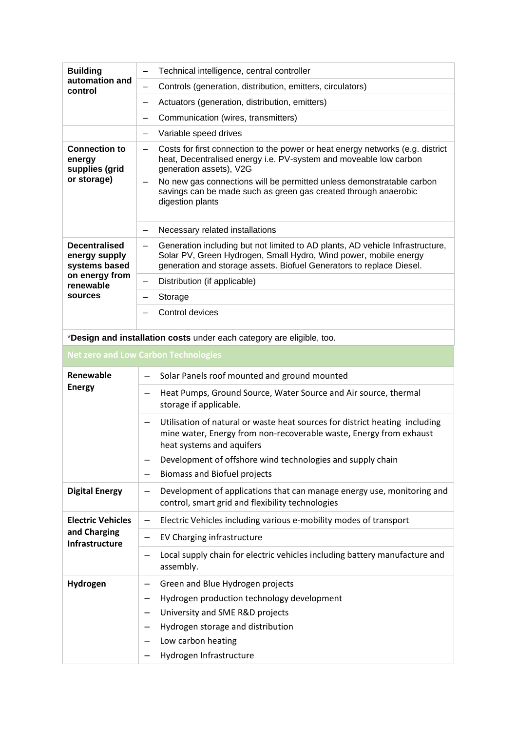| | |
|---|---|
| **Building automation and control** | – Technical intelligence, central controller |
| | – Controls (generation, distribution, emitters, circulators) |
| | – Actuators (generation, distribution, emitters) |
| | – Communication (wires, transmitters) |
| | – Variable speed drives |
| **Connection to energy supplies (grid or storage)** | – Costs for first connection to the power or heat energy networks (e.g. district heat, Decentralised energy i.e. PV-system and moveable low carbon generation assets), V2G<br>– No new gas connections will be permitted unless demonstratable carbon savings can be made such as green gas created through anaerobic digestion plants |
| | – Necessary related installations |
| **Decentralised energy supply systems based on energy from renewable sources** | – Generation including but not limited to AD plants, AD vehicle Infrastructure, Solar PV, Green Hydrogen, Small Hydro, Wind power, mobile energy generation and storage assets. Biofuel Generators to replace Diesel. |
| | – Distribution (if applicable) |
| | – Storage |
| | – Control devices |

*Design and installation costs* under each category are eligible, too.

| Net zero and Low Carbon Technologies | |
|---|---|
| **Renewable Energy** | – Solar Panels roof mounted and ground mounted |
| | – Heat Pumps, Ground Source, Water Source and Air source, thermal storage if applicable. |
| | – Utilisation of natural or waste heat sources for district heating including mine water, Energy from non-recoverable waste, Energy from exhaust heat systems and aquifers<br>– Development of offshore wind technologies and supply chain<br>– Biomass and Biofuel projects |
| **Digital Energy** | – Development of applications that can manage energy use, monitoring and control, smart grid and flexibility technologies |
| **Electric Vehicles and Charging Infrastructure** | – Electric Vehicles including various e-mobility modes of transport |
| | – EV Charging infrastructure |
| | – Local supply chain for electric vehicles including battery manufacture and assembly. |
| **Hydrogen** | – Green and Blue Hydrogen projects<br>– Hydrogen production technology development<br>– University and SME R&D projects<br>– Hydrogen storage and distribution<br>– Low carbon heating<br>– Hydrogen Infrastructure |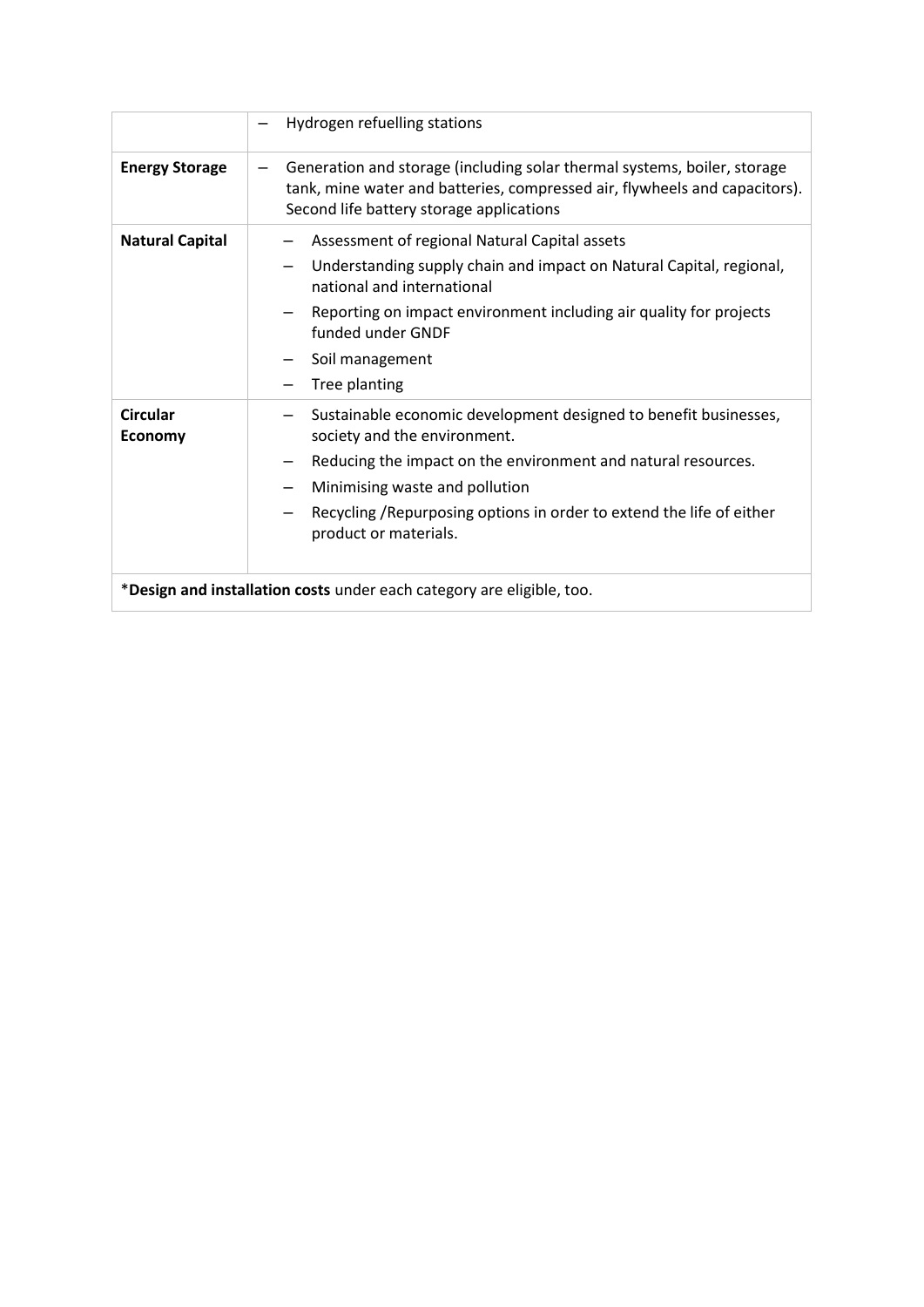| | |
|---|---|
| | – Hydrogen refuelling stations |
| **Energy Storage** | – Generation and storage (including solar thermal systems, boiler, storage tank, mine water and batteries, compressed air, flywheels and capacitors). Second life battery storage applications |
| **Natural Capital** | – Assessment of regional Natural Capital assets<br>– Understanding supply chain and impact on Natural Capital, regional, national and international<br>– Reporting on impact environment including air quality for projects funded under GNDF<br>– Soil management<br>– Tree planting |
| **Circular Economy** | – Sustainable economic development designed to benefit businesses, society and the environment.<br>– Reducing the impact on the environment and natural resources.<br>– Minimising waste and pollution<br>– Recycling /Repurposing options in order to extend the life of either product or materials. |
| *__Design and installation costs__ under each category are eligible, too. | |